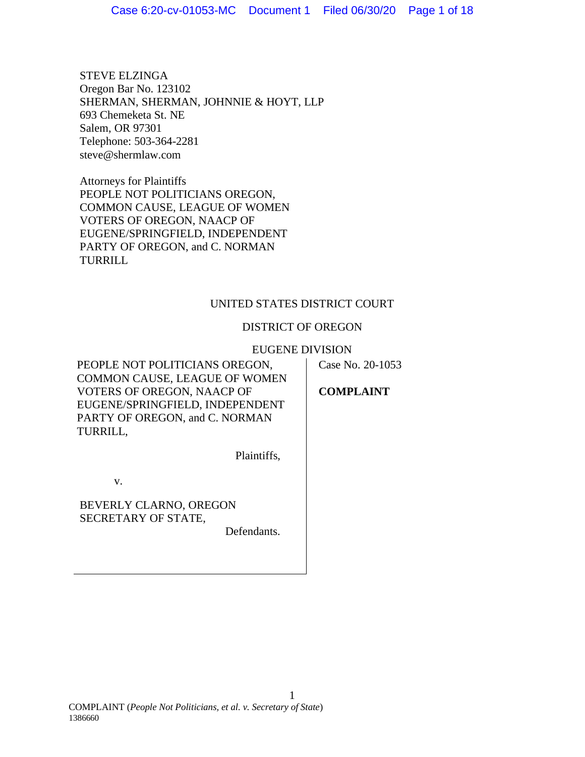STEVE ELZINGA
Oregon Bar No. 123102
SHERMAN, SHERMAN, JOHNNIE & HOYT, LLP
693 Chemeketa St. NE
Salem, OR 97301
Telephone: 503-364-2281
steve@shermlaw.com

Attorneys for Plaintiffs
PEOPLE NOT POLITICIANS OREGON, COMMON CAUSE, LEAGUE OF WOMEN VOTERS OF OREGON, NAACP OF EUGENE/SPRINGFIELD, INDEPENDENT PARTY OF OREGON, and C. NORMAN TURRILL

UNITED STATES DISTRICT COURT

DISTRICT OF OREGON

EUGENE DIVISION

| | |
|---|---|
| PEOPLE NOT POLITICIANS OREGON, COMMON CAUSE, LEAGUE OF WOMEN VOTERS OF OREGON, NAACP OF EUGENE/SPRINGFIELD, INDEPENDENT PARTY OF OREGON, and C. NORMAN TURRILL,<br><br>Plaintiffs,<br><br>v.<br><br>BEVERLY CLARNO, OREGON SECRETARY OF STATE,<br><br>Defendants. | Case No. 20-1053<br><br>**COMPLAINT** |

COMPLAINT (*People Not Politicians, et al. v. Secretary of State*)
1386660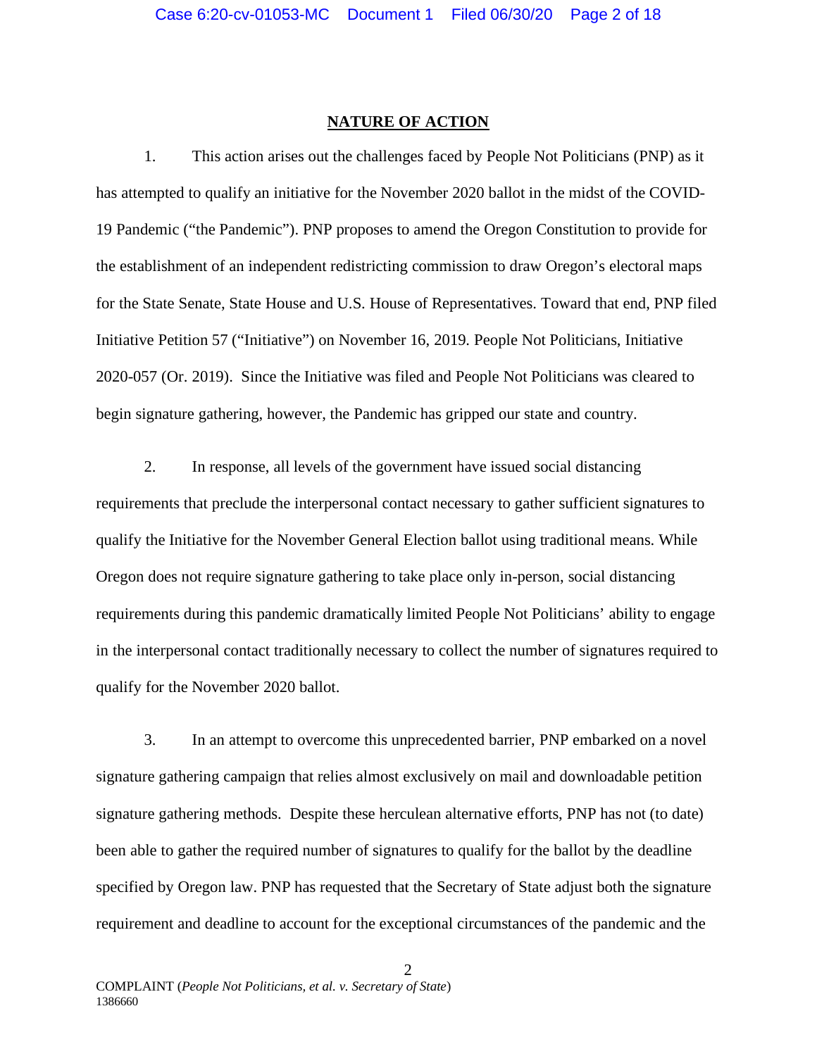## NATURE OF ACTION

1. This action arises out the challenges faced by People Not Politicians (PNP) as it has attempted to qualify an initiative for the November 2020 ballot in the midst of the COVID-19 Pandemic ("the Pandemic"). PNP proposes to amend the Oregon Constitution to provide for the establishment of an independent redistricting commission to draw Oregon's electoral maps for the State Senate, State House and U.S. House of Representatives. Toward that end, PNP filed Initiative Petition 57 ("Initiative") on November 16, 2019. People Not Politicians, Initiative 2020-057 (Or. 2019). Since the Initiative was filed and People Not Politicians was cleared to begin signature gathering, however, the Pandemic has gripped our state and country.

2. In response, all levels of the government have issued social distancing requirements that preclude the interpersonal contact necessary to gather sufficient signatures to qualify the Initiative for the November General Election ballot using traditional means. While Oregon does not require signature gathering to take place only in-person, social distancing requirements during this pandemic dramatically limited People Not Politicians' ability to engage in the interpersonal contact traditionally necessary to collect the number of signatures required to qualify for the November 2020 ballot.

3. In an attempt to overcome this unprecedented barrier, PNP embarked on a novel signature gathering campaign that relies almost exclusively on mail and downloadable petition signature gathering methods. Despite these herculean alternative efforts, PNP has not (to date) been able to gather the required number of signatures to qualify for the ballot by the deadline specified by Oregon law. PNP has requested that the Secretary of State adjust both the signature requirement and deadline to account for the exceptional circumstances of the pandemic and the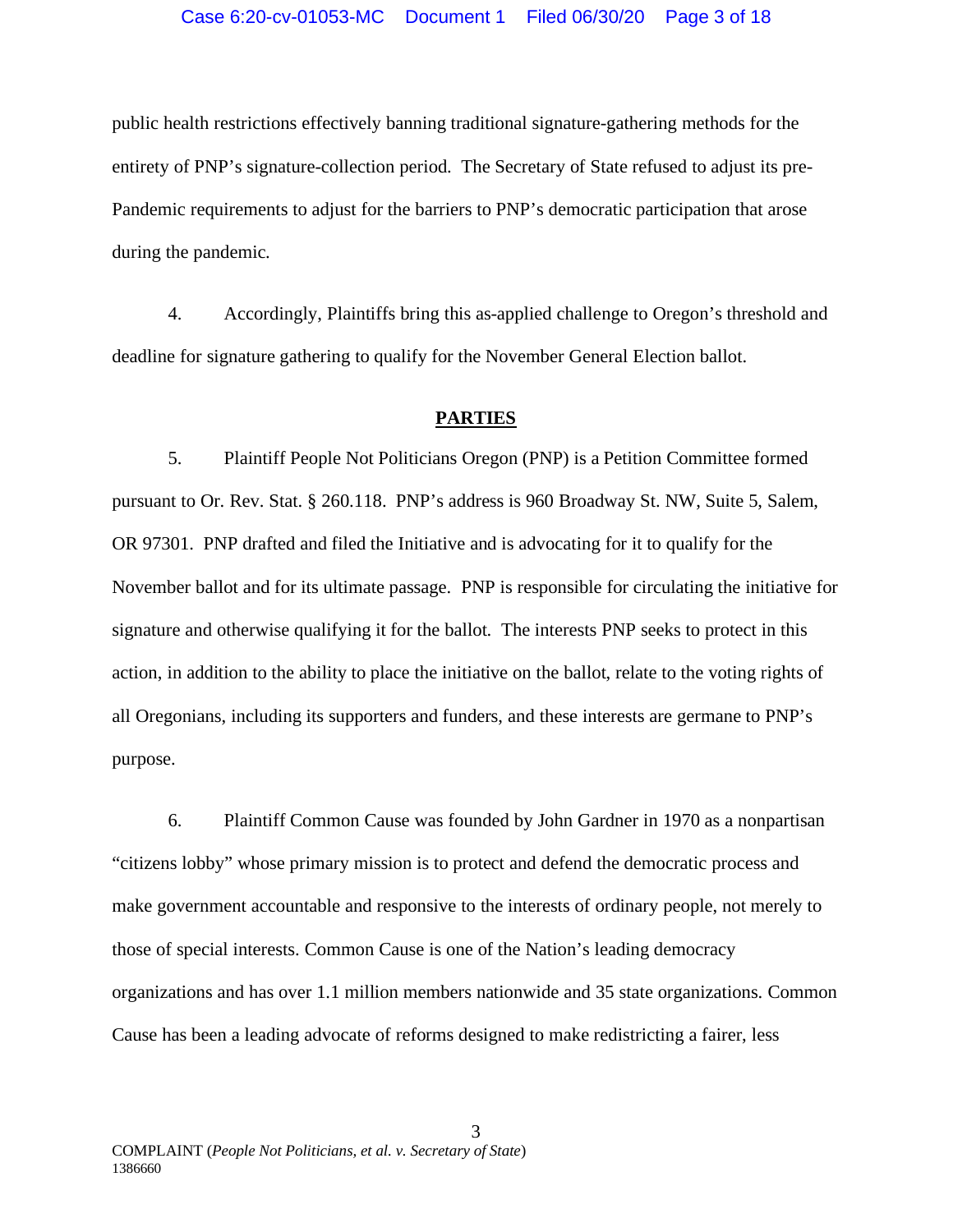public health restrictions effectively banning traditional signature-gathering methods for the entirety of PNP's signature-collection period. The Secretary of State refused to adjust its pre-Pandemic requirements to adjust for the barriers to PNP's democratic participation that arose during the pandemic.

4. Accordingly, Plaintiffs bring this as-applied challenge to Oregon's threshold and deadline for signature gathering to qualify for the November General Election ballot.

## PARTIES

5. Plaintiff People Not Politicians Oregon (PNP) is a Petition Committee formed pursuant to Or. Rev. Stat. § 260.118. PNP's address is 960 Broadway St. NW, Suite 5, Salem, OR 97301. PNP drafted and filed the Initiative and is advocating for it to qualify for the November ballot and for its ultimate passage. PNP is responsible for circulating the initiative for signature and otherwise qualifying it for the ballot. The interests PNP seeks to protect in this action, in addition to the ability to place the initiative on the ballot, relate to the voting rights of all Oregonians, including its supporters and funders, and these interests are germane to PNP's purpose.

6. Plaintiff Common Cause was founded by John Gardner in 1970 as a nonpartisan "citizens lobby" whose primary mission is to protect and defend the democratic process and make government accountable and responsive to the interests of ordinary people, not merely to those of special interests. Common Cause is one of the Nation's leading democracy organizations and has over 1.1 million members nationwide and 35 state organizations. Common Cause has been a leading advocate of reforms designed to make redistricting a fairer, less

COMPLAINT (*People Not Politicians, et al. v. Secretary of State*)
1386660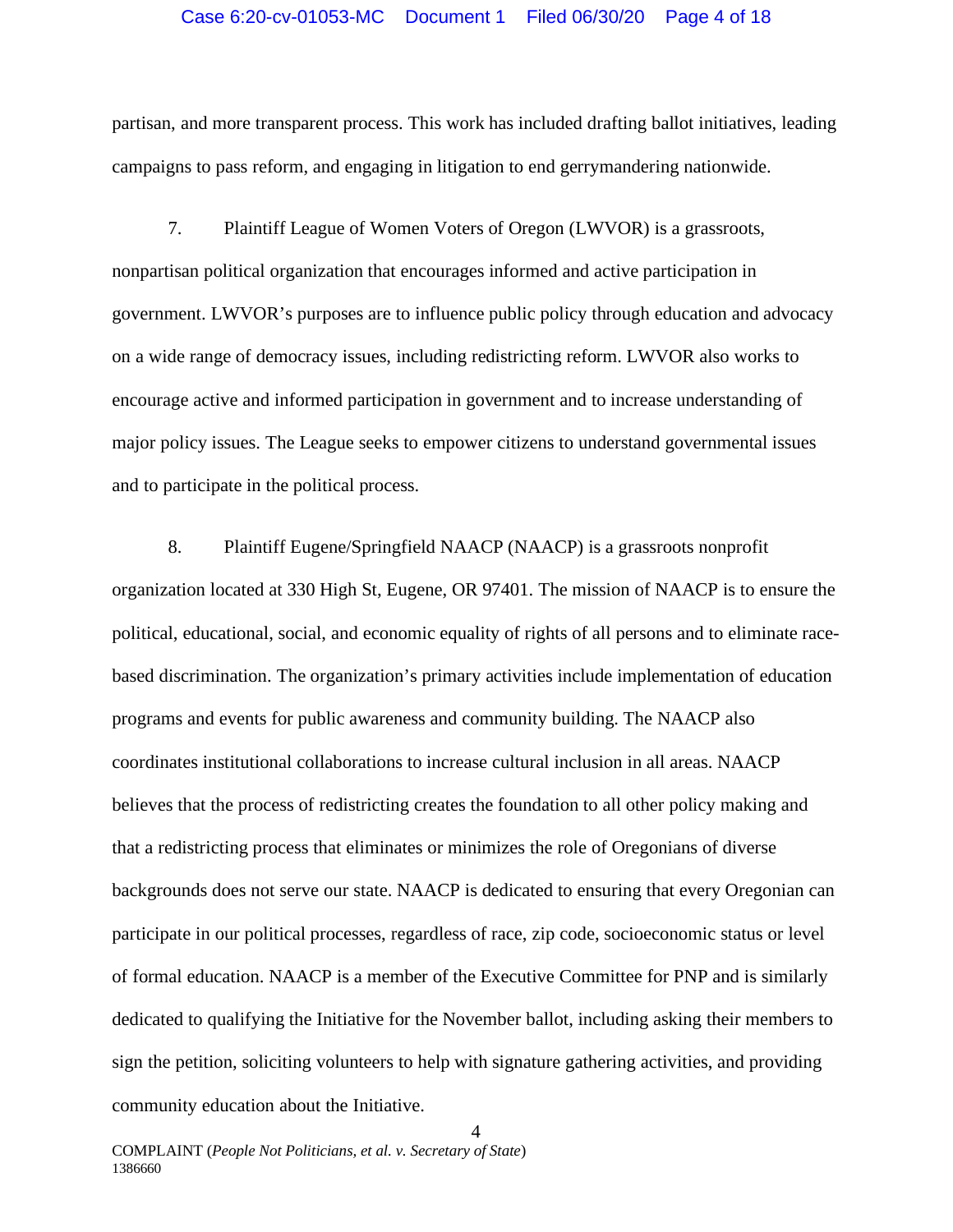partisan, and more transparent process. This work has included drafting ballot initiatives, leading campaigns to pass reform, and engaging in litigation to end gerrymandering nationwide.

7. Plaintiff League of Women Voters of Oregon (LWVOR) is a grassroots, nonpartisan political organization that encourages informed and active participation in government. LWVOR's purposes are to influence public policy through education and advocacy on a wide range of democracy issues, including redistricting reform. LWVOR also works to encourage active and informed participation in government and to increase understanding of major policy issues. The League seeks to empower citizens to understand governmental issues and to participate in the political process.

8. Plaintiff Eugene/Springfield NAACP (NAACP) is a grassroots nonprofit organization located at 330 High St, Eugene, OR 97401. The mission of NAACP is to ensure the political, educational, social, and economic equality of rights of all persons and to eliminate race-based discrimination. The organization's primary activities include implementation of education programs and events for public awareness and community building. The NAACP also coordinates institutional collaborations to increase cultural inclusion in all areas. NAACP believes that the process of redistricting creates the foundation to all other policy making and that a redistricting process that eliminates or minimizes the role of Oregonians of diverse backgrounds does not serve our state. NAACP is dedicated to ensuring that every Oregonian can participate in our political processes, regardless of race, zip code, socioeconomic status or level of formal education. NAACP is a member of the Executive Committee for PNP and is similarly dedicated to qualifying the Initiative for the November ballot, including asking their members to sign the petition, soliciting volunteers to help with signature gathering activities, and providing community education about the Initiative.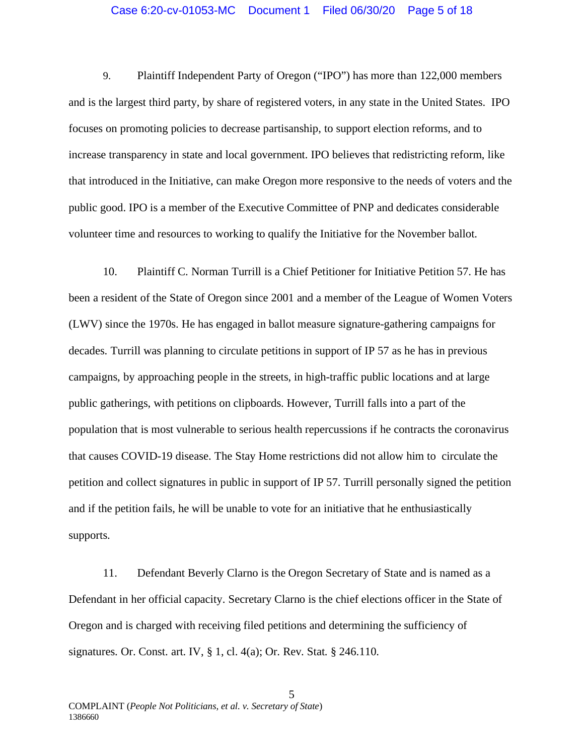9. Plaintiff Independent Party of Oregon ("IPO") has more than 122,000 members and is the largest third party, by share of registered voters, in any state in the United States. IPO focuses on promoting policies to decrease partisanship, to support election reforms, and to increase transparency in state and local government. IPO believes that redistricting reform, like that introduced in the Initiative, can make Oregon more responsive to the needs of voters and the public good. IPO is a member of the Executive Committee of PNP and dedicates considerable volunteer time and resources to working to qualify the Initiative for the November ballot.

10. Plaintiff C. Norman Turrill is a Chief Petitioner for Initiative Petition 57. He has been a resident of the State of Oregon since 2001 and a member of the League of Women Voters (LWV) since the 1970s. He has engaged in ballot measure signature-gathering campaigns for decades. Turrill was planning to circulate petitions in support of IP 57 as he has in previous campaigns, by approaching people in the streets, in high-traffic public locations and at large public gatherings, with petitions on clipboards. However, Turrill falls into a part of the population that is most vulnerable to serious health repercussions if he contracts the coronavirus that causes COVID-19 disease. The Stay Home restrictions did not allow him to circulate the petition and collect signatures in public in support of IP 57. Turrill personally signed the petition and if the petition fails, he will be unable to vote for an initiative that he enthusiastically supports.

11. Defendant Beverly Clarno is the Oregon Secretary of State and is named as a Defendant in her official capacity. Secretary Clarno is the chief elections officer in the State of Oregon and is charged with receiving filed petitions and determining the sufficiency of signatures. Or. Const. art. IV, § 1, cl. 4(a); Or. Rev. Stat. § 246.110.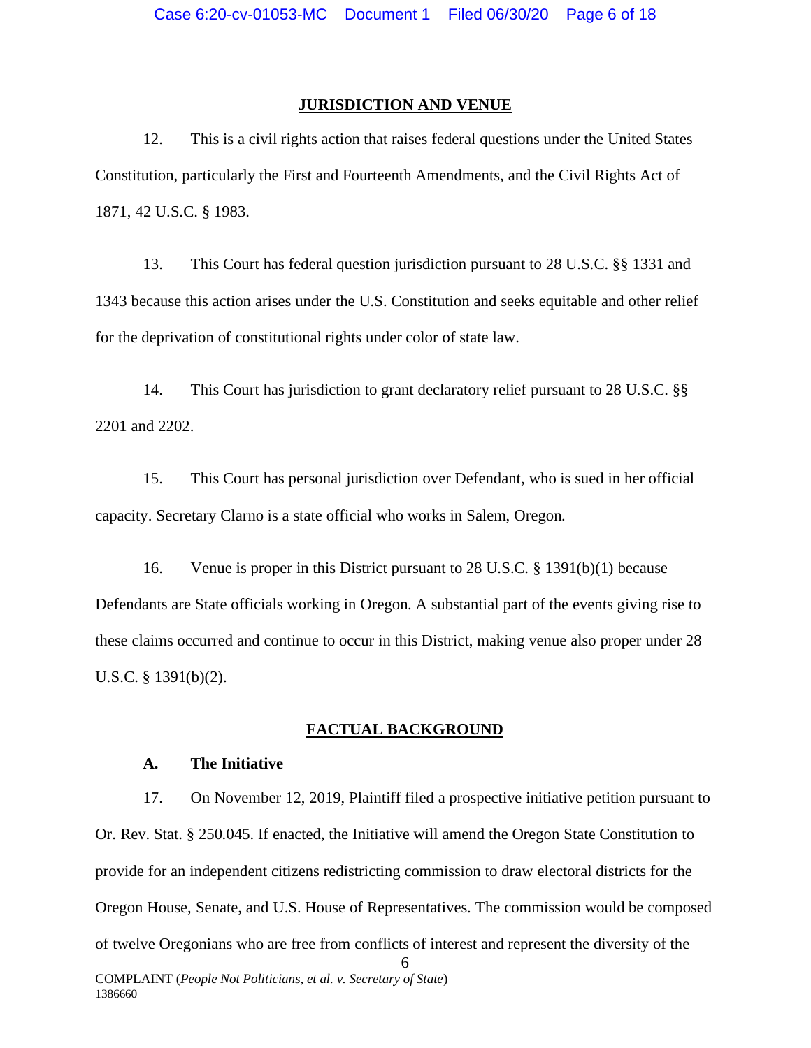## JURISDICTION AND VENUE

12. This is a civil rights action that raises federal questions under the United States Constitution, particularly the First and Fourteenth Amendments, and the Civil Rights Act of 1871, 42 U.S.C. § 1983.

13. This Court has federal question jurisdiction pursuant to 28 U.S.C. §§ 1331 and 1343 because this action arises under the U.S. Constitution and seeks equitable and other relief for the deprivation of constitutional rights under color of state law.

14. This Court has jurisdiction to grant declaratory relief pursuant to 28 U.S.C. §§ 2201 and 2202.

15. This Court has personal jurisdiction over Defendant, who is sued in her official capacity. Secretary Clarno is a state official who works in Salem, Oregon.

16. Venue is proper in this District pursuant to 28 U.S.C. § 1391(b)(1) because Defendants are State officials working in Oregon. A substantial part of the events giving rise to these claims occurred and continue to occur in this District, making venue also proper under 28 U.S.C. § 1391(b)(2).

## FACTUAL BACKGROUND

### A. The Initiative

17. On November 12, 2019, Plaintiff filed a prospective initiative petition pursuant to Or. Rev. Stat. § 250.045. If enacted, the Initiative will amend the Oregon State Constitution to provide for an independent citizens redistricting commission to draw electoral districts for the Oregon House, Senate, and U.S. House of Representatives. The commission would be composed of twelve Oregonians who are free from conflicts of interest and represent the diversity of the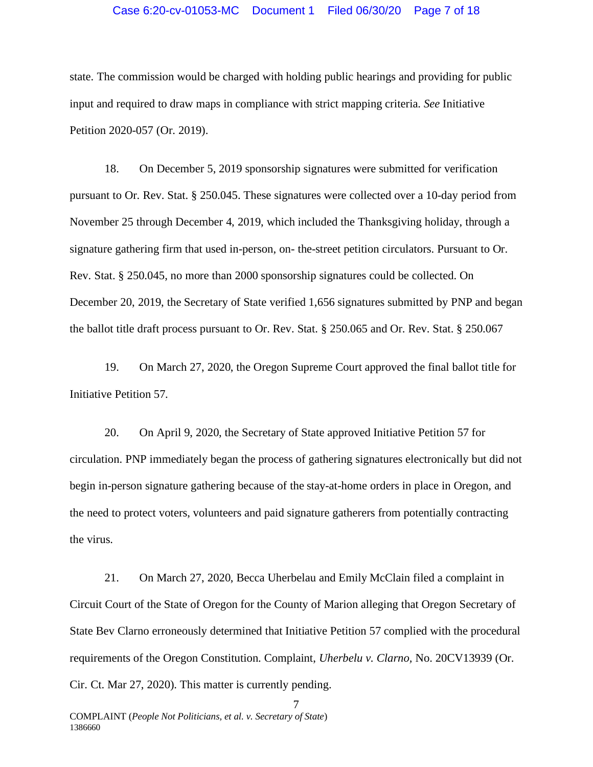state. The commission would be charged with holding public hearings and providing for public input and required to draw maps in compliance with strict mapping criteria. *See* Initiative Petition 2020-057 (Or. 2019).

18. On December 5, 2019 sponsorship signatures were submitted for verification pursuant to Or. Rev. Stat. § 250.045. These signatures were collected over a 10-day period from November 25 through December 4, 2019, which included the Thanksgiving holiday, through a signature gathering firm that used in-person, on- the-street petition circulators. Pursuant to Or. Rev. Stat. § 250.045, no more than 2000 sponsorship signatures could be collected. On December 20, 2019, the Secretary of State verified 1,656 signatures submitted by PNP and began the ballot title draft process pursuant to Or. Rev. Stat. § 250.065 and Or. Rev. Stat. § 250.067

19. On March 27, 2020, the Oregon Supreme Court approved the final ballot title for Initiative Petition 57.

20. On April 9, 2020, the Secretary of State approved Initiative Petition 57 for circulation. PNP immediately began the process of gathering signatures electronically but did not begin in-person signature gathering because of the stay-at-home orders in place in Oregon, and the need to protect voters, volunteers and paid signature gatherers from potentially contracting the virus.

21. On March 27, 2020, Becca Uherbelau and Emily McClain filed a complaint in Circuit Court of the State of Oregon for the County of Marion alleging that Oregon Secretary of State Bev Clarno erroneously determined that Initiative Petition 57 complied with the procedural requirements of the Oregon Constitution. Complaint, *Uherbelu v. Clarno,* No. 20CV13939 (Or. Cir. Ct. Mar 27, 2020). This matter is currently pending.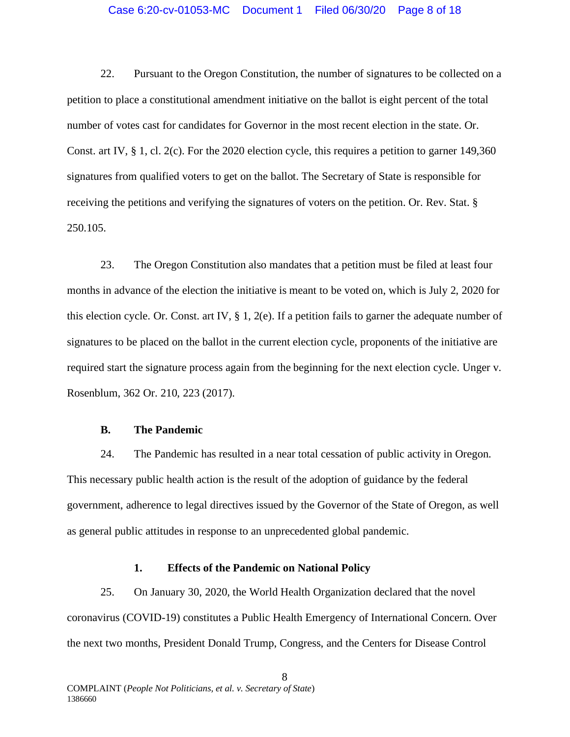22. Pursuant to the Oregon Constitution, the number of signatures to be collected on a petition to place a constitutional amendment initiative on the ballot is eight percent of the total number of votes cast for candidates for Governor in the most recent election in the state. Or. Const. art IV, § 1, cl. 2(c). For the 2020 election cycle, this requires a petition to garner 149,360 signatures from qualified voters to get on the ballot. The Secretary of State is responsible for receiving the petitions and verifying the signatures of voters on the petition. Or. Rev. Stat. § 250.105.

23. The Oregon Constitution also mandates that a petition must be filed at least four months in advance of the election the initiative is meant to be voted on, which is July 2, 2020 for this election cycle. Or. Const. art IV, § 1, 2(e). If a petition fails to garner the adequate number of signatures to be placed on the ballot in the current election cycle, proponents of the initiative are required start the signature process again from the beginning for the next election cycle. Unger v. Rosenblum, 362 Or. 210, 223 (2017).

**B. The Pandemic**

24. The Pandemic has resulted in a near total cessation of public activity in Oregon. This necessary public health action is the result of the adoption of guidance by the federal government, adherence to legal directives issued by the Governor of the State of Oregon, as well as general public attitudes in response to an unprecedented global pandemic.

**1. Effects of the Pandemic on National Policy**

25. On January 30, 2020, the World Health Organization declared that the novel coronavirus (COVID-19) constitutes a Public Health Emergency of International Concern. Over the next two months, President Donald Trump, Congress, and the Centers for Disease Control

COMPLAINT (*People Not Politicians, et al. v. Secretary of State*)
1386660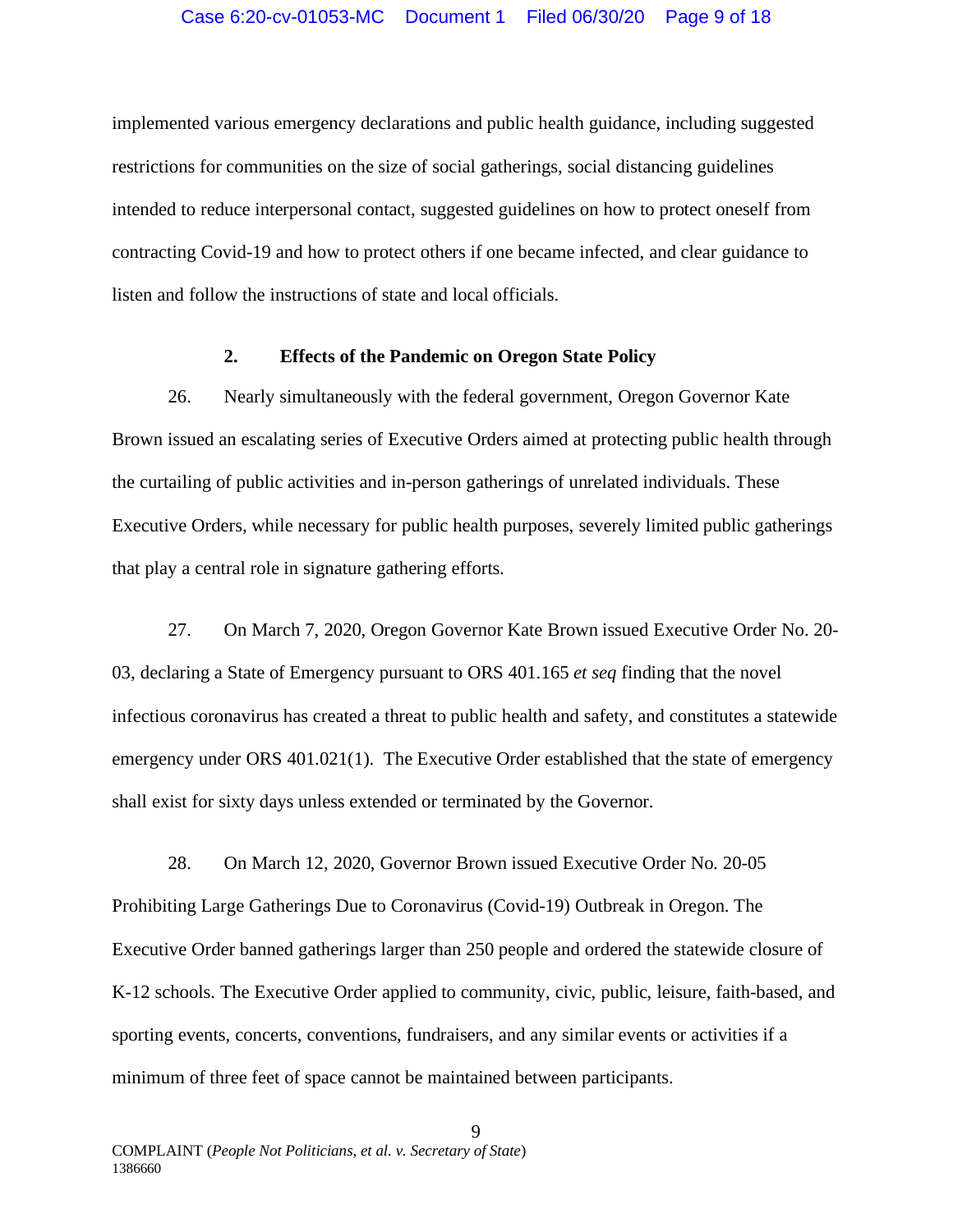implemented various emergency declarations and public health guidance, including suggested restrictions for communities on the size of social gatherings, social distancing guidelines intended to reduce interpersonal contact, suggested guidelines on how to protect oneself from contracting Covid-19 and how to protect others if one became infected, and clear guidance to listen and follow the instructions of state and local officials.

### 2. Effects of the Pandemic on Oregon State Policy

26. Nearly simultaneously with the federal government, Oregon Governor Kate Brown issued an escalating series of Executive Orders aimed at protecting public health through the curtailing of public activities and in-person gatherings of unrelated individuals. These Executive Orders, while necessary for public health purposes, severely limited public gatherings that play a central role in signature gathering efforts.

27. On March 7, 2020, Oregon Governor Kate Brown issued Executive Order No. 20-03, declaring a State of Emergency pursuant to ORS 401.165 *et seq* finding that the novel infectious coronavirus has created a threat to public health and safety, and constitutes a statewide emergency under ORS 401.021(1). The Executive Order established that the state of emergency shall exist for sixty days unless extended or terminated by the Governor.

28. On March 12, 2020, Governor Brown issued Executive Order No. 20-05 Prohibiting Large Gatherings Due to Coronavirus (Covid-19) Outbreak in Oregon. The Executive Order banned gatherings larger than 250 people and ordered the statewide closure of K-12 schools. The Executive Order applied to community, civic, public, leisure, faith-based, and sporting events, concerts, conventions, fundraisers, and any similar events or activities if a minimum of three feet of space cannot be maintained between participants.

COMPLAINT (*People Not Politicians, et al. v. Secretary of State*)
1386660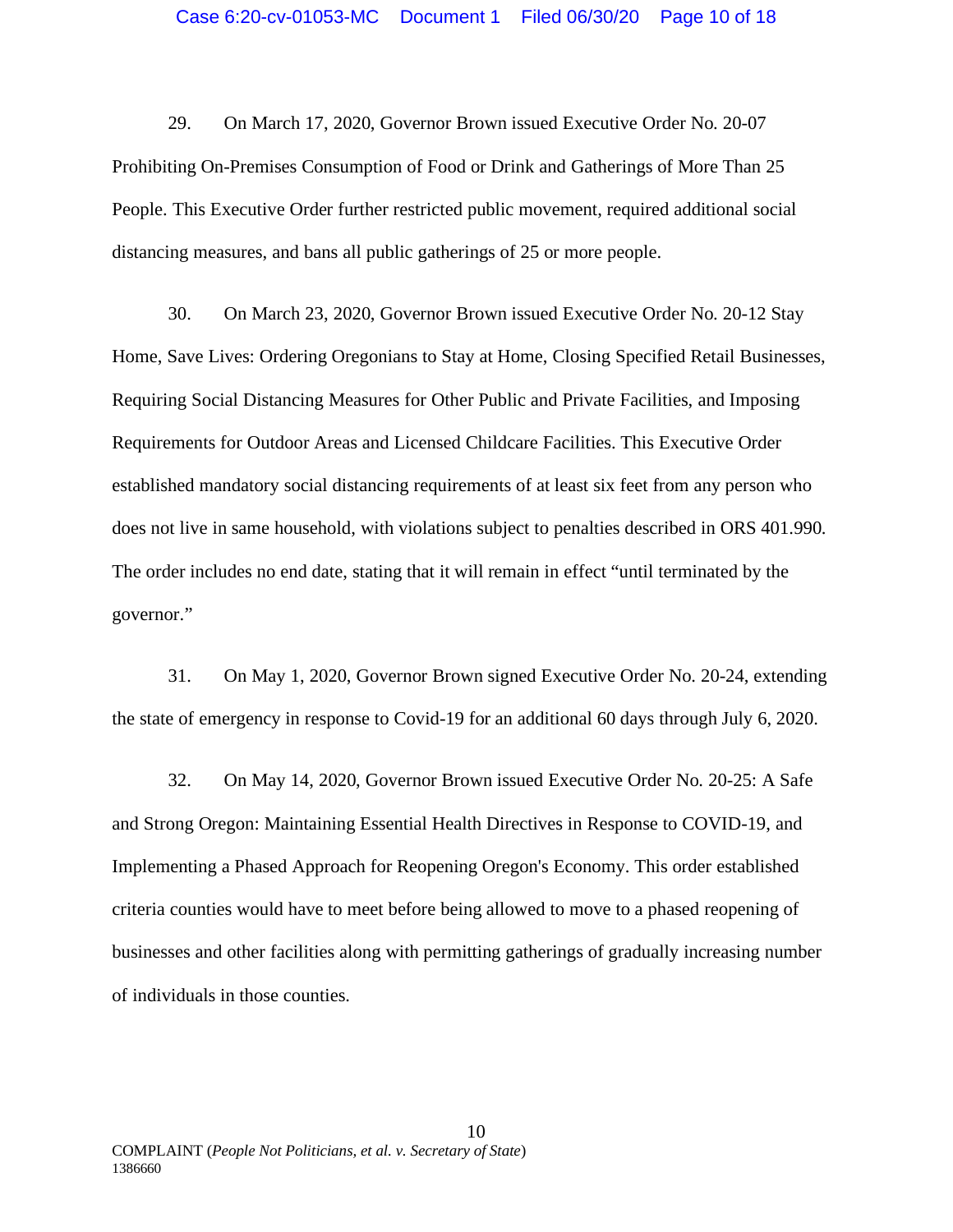29. On March 17, 2020, Governor Brown issued Executive Order No. 20-07 Prohibiting On-Premises Consumption of Food or Drink and Gatherings of More Than 25 People. This Executive Order further restricted public movement, required additional social distancing measures, and bans all public gatherings of 25 or more people.

30. On March 23, 2020, Governor Brown issued Executive Order No. 20-12 Stay Home, Save Lives: Ordering Oregonians to Stay at Home, Closing Specified Retail Businesses, Requiring Social Distancing Measures for Other Public and Private Facilities, and Imposing Requirements for Outdoor Areas and Licensed Childcare Facilities. This Executive Order established mandatory social distancing requirements of at least six feet from any person who does not live in same household, with violations subject to penalties described in ORS 401.990. The order includes no end date, stating that it will remain in effect "until terminated by the governor."

31. On May 1, 2020, Governor Brown signed Executive Order No. 20-24, extending the state of emergency in response to Covid-19 for an additional 60 days through July 6, 2020.

32. On May 14, 2020, Governor Brown issued Executive Order No. 20-25: A Safe and Strong Oregon: Maintaining Essential Health Directives in Response to COVID-19, and Implementing a Phased Approach for Reopening Oregon's Economy. This order established criteria counties would have to meet before being allowed to move to a phased reopening of businesses and other facilities along with permitting gatherings of gradually increasing number of individuals in those counties.

COMPLAINT (*People Not Politicians, et al. v. Secretary of State*)
1386660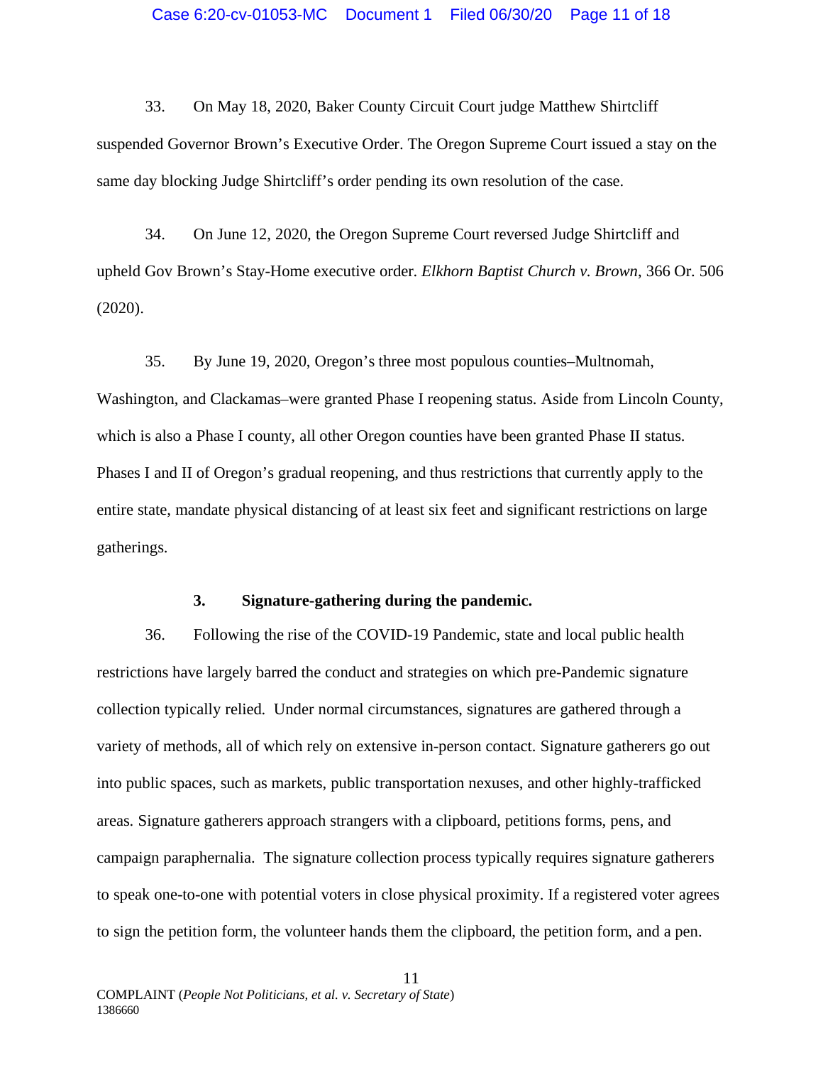33. On May 18, 2020, Baker County Circuit Court judge Matthew Shirtcliff suspended Governor Brown's Executive Order. The Oregon Supreme Court issued a stay on the same day blocking Judge Shirtcliff's order pending its own resolution of the case.

34. On June 12, 2020, the Oregon Supreme Court reversed Judge Shirtcliff and upheld Gov Brown's Stay-Home executive order. *Elkhorn Baptist Church v. Brown*, 366 Or. 506 (2020).

35. By June 19, 2020, Oregon's three most populous counties–Multnomah, Washington, and Clackamas–were granted Phase I reopening status. Aside from Lincoln County, which is also a Phase I county, all other Oregon counties have been granted Phase II status. Phases I and II of Oregon's gradual reopening, and thus restrictions that currently apply to the entire state, mandate physical distancing of at least six feet and significant restrictions on large gatherings.

### 3. Signature-gathering during the pandemic.

36. Following the rise of the COVID-19 Pandemic, state and local public health restrictions have largely barred the conduct and strategies on which pre-Pandemic signature collection typically relied. Under normal circumstances, signatures are gathered through a variety of methods, all of which rely on extensive in-person contact. Signature gatherers go out into public spaces, such as markets, public transportation nexuses, and other highly-trafficked areas. Signature gatherers approach strangers with a clipboard, petitions forms, pens, and campaign paraphernalia. The signature collection process typically requires signature gatherers to speak one-to-one with potential voters in close physical proximity. If a registered voter agrees to sign the petition form, the volunteer hands them the clipboard, the petition form, and a pen.

COMPLAINT (*People Not Politicians, et al. v. Secretary of State*)
1386660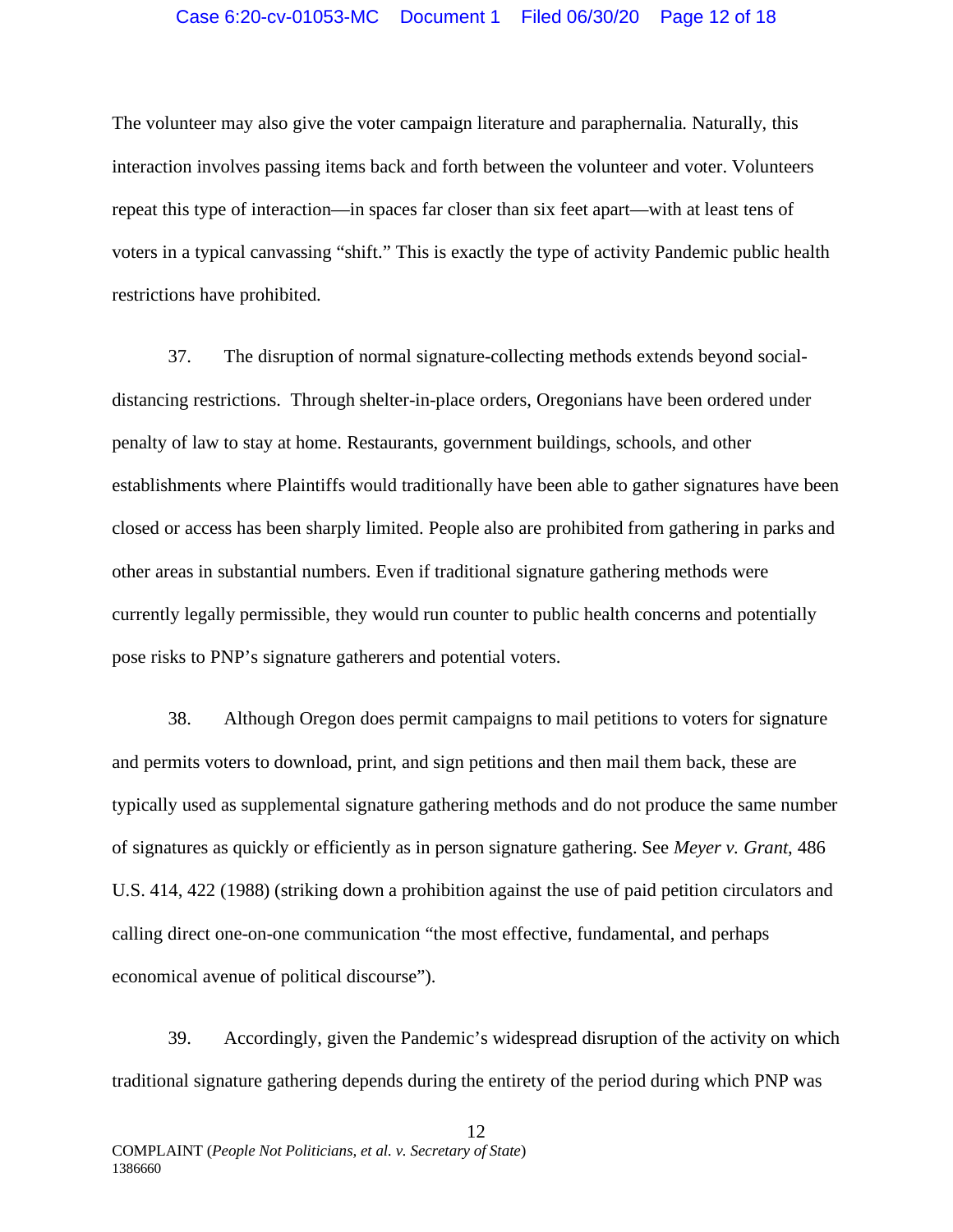The volunteer may also give the voter campaign literature and paraphernalia. Naturally, this interaction involves passing items back and forth between the volunteer and voter. Volunteers repeat this type of interaction—in spaces far closer than six feet apart—with at least tens of voters in a typical canvassing "shift." This is exactly the type of activity Pandemic public health restrictions have prohibited.

37. The disruption of normal signature-collecting methods extends beyond social-distancing restrictions. Through shelter-in-place orders, Oregonians have been ordered under penalty of law to stay at home. Restaurants, government buildings, schools, and other establishments where Plaintiffs would traditionally have been able to gather signatures have been closed or access has been sharply limited. People also are prohibited from gathering in parks and other areas in substantial numbers. Even if traditional signature gathering methods were currently legally permissible, they would run counter to public health concerns and potentially pose risks to PNP's signature gatherers and potential voters.

38. Although Oregon does permit campaigns to mail petitions to voters for signature and permits voters to download, print, and sign petitions and then mail them back, these are typically used as supplemental signature gathering methods and do not produce the same number of signatures as quickly or efficiently as in person signature gathering. See *Meyer v. Grant*, 486 U.S. 414, 422 (1988) (striking down a prohibition against the use of paid petition circulators and calling direct one-on-one communication "the most effective, fundamental, and perhaps economical avenue of political discourse").

39. Accordingly, given the Pandemic's widespread disruption of the activity on which traditional signature gathering depends during the entirety of the period during which PNP was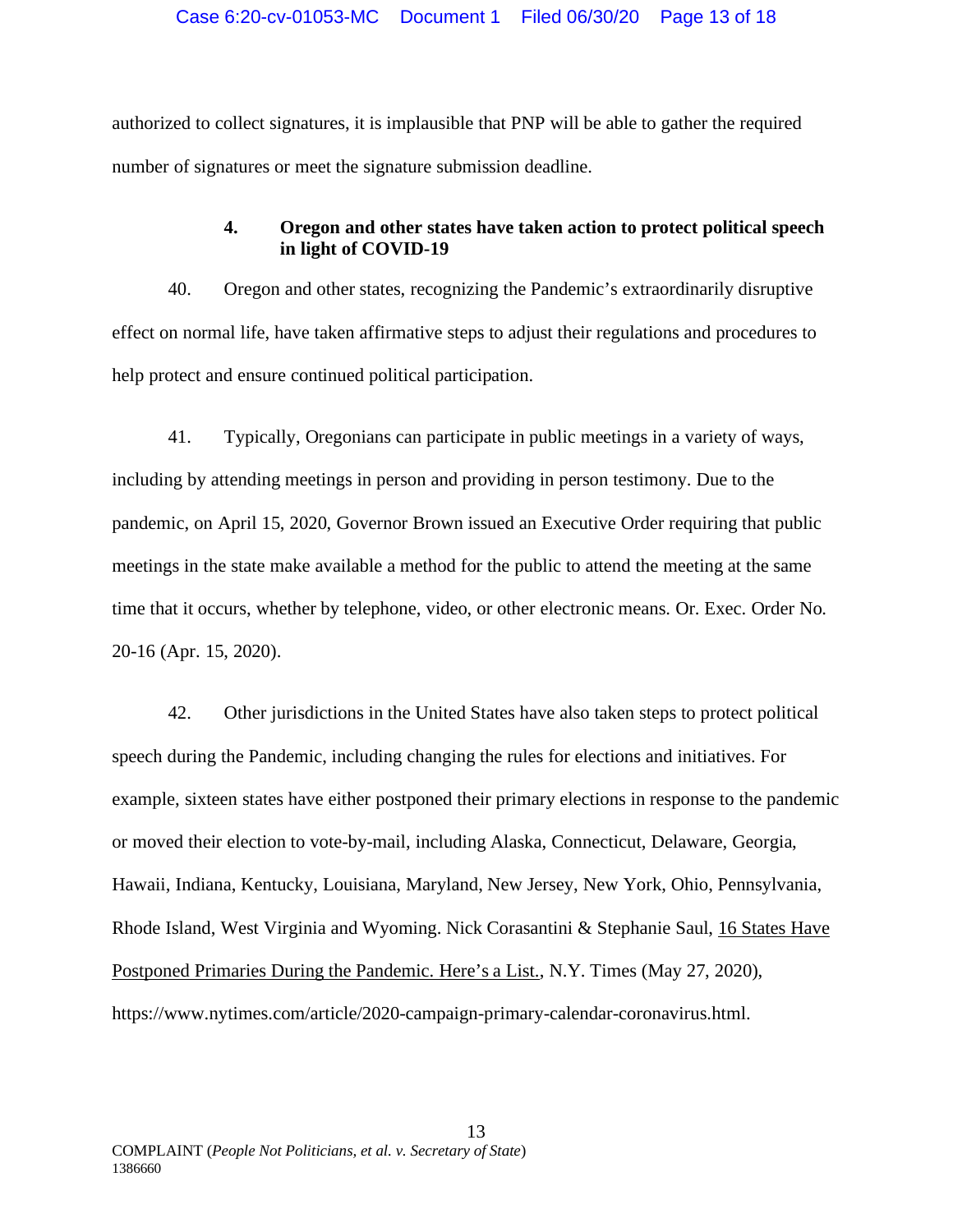authorized to collect signatures, it is implausible that PNP will be able to gather the required number of signatures or meet the signature submission deadline.

#### 4. Oregon and other states have taken action to protect political speech in light of COVID-19

40. Oregon and other states, recognizing the Pandemic's extraordinarily disruptive effect on normal life, have taken affirmative steps to adjust their regulations and procedures to help protect and ensure continued political participation.

41. Typically, Oregonians can participate in public meetings in a variety of ways, including by attending meetings in person and providing in person testimony. Due to the pandemic, on April 15, 2020, Governor Brown issued an Executive Order requiring that public meetings in the state make available a method for the public to attend the meeting at the same time that it occurs, whether by telephone, video, or other electronic means. Or. Exec. Order No. 20-16 (Apr. 15, 2020).

42. Other jurisdictions in the United States have also taken steps to protect political speech during the Pandemic, including changing the rules for elections and initiatives. For example, sixteen states have either postponed their primary elections in response to the pandemic or moved their election to vote-by-mail, including Alaska, Connecticut, Delaware, Georgia, Hawaii, Indiana, Kentucky, Louisiana, Maryland, New Jersey, New York, Ohio, Pennsylvania, Rhode Island, West Virginia and Wyoming. Nick Corasantini & Stephanie Saul, 16 States Have Postponed Primaries During the Pandemic. Here's a List., N.Y. Times (May 27, 2020), https://www.nytimes.com/article/2020-campaign-primary-calendar-coronavirus.html.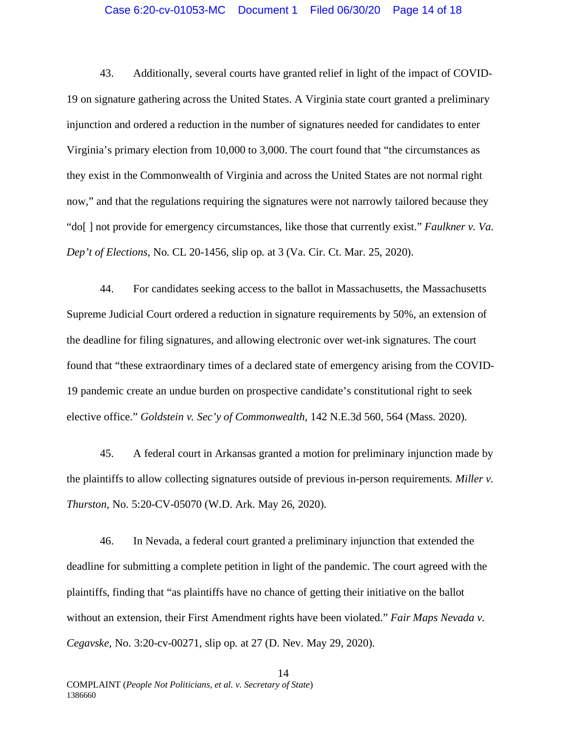43. Additionally, several courts have granted relief in light of the impact of COVID-19 on signature gathering across the United States. A Virginia state court granted a preliminary injunction and ordered a reduction in the number of signatures needed for candidates to enter Virginia's primary election from 10,000 to 3,000. The court found that "the circumstances as they exist in the Commonwealth of Virginia and across the United States are not normal right now," and that the regulations requiring the signatures were not narrowly tailored because they "do[ ] not provide for emergency circumstances, like those that currently exist." *Faulkner v. Va. Dep't of Elections*, No. CL 20-1456, slip op. at 3 (Va. Cir. Ct. Mar. 25, 2020).

44. For candidates seeking access to the ballot in Massachusetts, the Massachusetts Supreme Judicial Court ordered a reduction in signature requirements by 50%, an extension of the deadline for filing signatures, and allowing electronic over wet-ink signatures. The court found that "these extraordinary times of a declared state of emergency arising from the COVID-19 pandemic create an undue burden on prospective candidate's constitutional right to seek elective office." *Goldstein v. Sec'y of Commonwealth*, 142 N.E.3d 560, 564 (Mass. 2020).

45. A federal court in Arkansas granted a motion for preliminary injunction made by the plaintiffs to allow collecting signatures outside of previous in-person requirements. *Miller v. Thurston*, No. 5:20-CV-05070 (W.D. Ark. May 26, 2020).

46. In Nevada, a federal court granted a preliminary injunction that extended the deadline for submitting a complete petition in light of the pandemic. The court agreed with the plaintiffs, finding that "as plaintiffs have no chance of getting their initiative on the ballot without an extension, their First Amendment rights have been violated." *Fair Maps Nevada v. Cegavske*, No. 3:20-cv-00271, slip op. at 27 (D. Nev. May 29, 2020).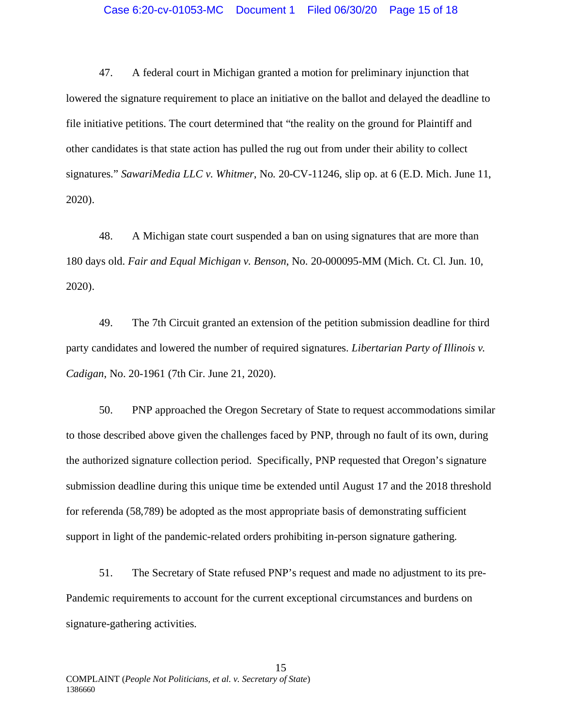47. A federal court in Michigan granted a motion for preliminary injunction that lowered the signature requirement to place an initiative on the ballot and delayed the deadline to file initiative petitions. The court determined that "the reality on the ground for Plaintiff and other candidates is that state action has pulled the rug out from under their ability to collect signatures." *SawariMedia LLC v. Whitmer*, No. 20-CV-11246, slip op. at 6 (E.D. Mich. June 11, 2020).

48. A Michigan state court suspended a ban on using signatures that are more than 180 days old. *Fair and Equal Michigan v. Benson*, No. 20-000095-MM (Mich. Ct. Cl. Jun. 10, 2020).

49. The 7th Circuit granted an extension of the petition submission deadline for third party candidates and lowered the number of required signatures. *Libertarian Party of Illinois v. Cadigan*, No. 20-1961 (7th Cir. June 21, 2020).

50. PNP approached the Oregon Secretary of State to request accommodations similar to those described above given the challenges faced by PNP, through no fault of its own, during the authorized signature collection period. Specifically, PNP requested that Oregon's signature submission deadline during this unique time be extended until August 17 and the 2018 threshold for referenda (58,789) be adopted as the most appropriate basis of demonstrating sufficient support in light of the pandemic-related orders prohibiting in-person signature gathering.

51. The Secretary of State refused PNP's request and made no adjustment to its pre-Pandemic requirements to account for the current exceptional circumstances and burdens on signature-gathering activities.

COMPLAINT (*People Not Politicians, et al. v. Secretary of State*)
1386660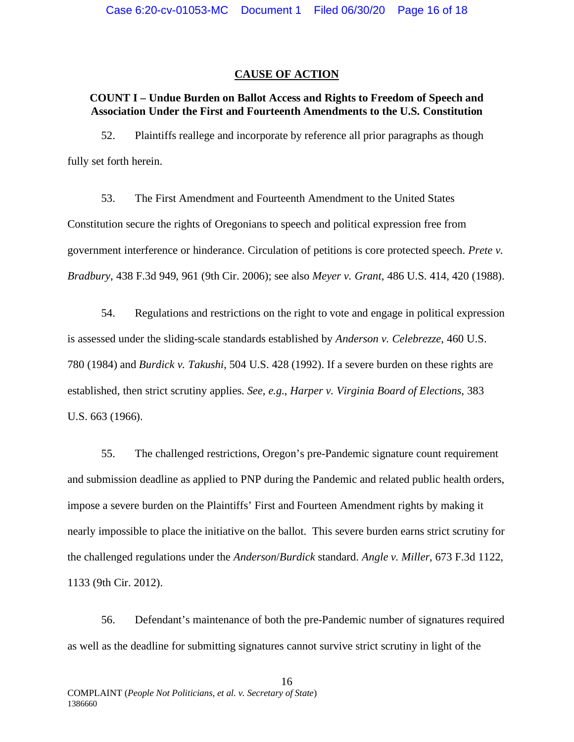## CAUSE OF ACTION

### COUNT I – Undue Burden on Ballot Access and Rights to Freedom of Speech and Association Under the First and Fourteenth Amendments to the U.S. Constitution

52. Plaintiffs reallege and incorporate by reference all prior paragraphs as though fully set forth herein.

53. The First Amendment and Fourteenth Amendment to the United States Constitution secure the rights of Oregonians to speech and political expression free from government interference or hinderance. Circulation of petitions is core protected speech. *Prete v. Bradbury*, 438 F.3d 949, 961 (9th Cir. 2006); see also *Meyer v. Grant*, 486 U.S. 414, 420 (1988).

54. Regulations and restrictions on the right to vote and engage in political expression is assessed under the sliding-scale standards established by *Anderson v. Celebrezze*, 460 U.S. 780 (1984) and *Burdick v. Takushi*, 504 U.S. 428 (1992). If a severe burden on these rights are established, then strict scrutiny applies. *See, e.g.*, *Harper v. Virginia Board of Elections*, 383 U.S. 663 (1966).

55. The challenged restrictions, Oregon's pre-Pandemic signature count requirement and submission deadline as applied to PNP during the Pandemic and related public health orders, impose a severe burden on the Plaintiffs' First and Fourteen Amendment rights by making it nearly impossible to place the initiative on the ballot. This severe burden earns strict scrutiny for the challenged regulations under the *Anderson*/*Burdick* standard. *Angle v. Miller*, 673 F.3d 1122, 1133 (9th Cir. 2012).

56. Defendant's maintenance of both the pre-Pandemic number of signatures required as well as the deadline for submitting signatures cannot survive strict scrutiny in light of the

COMPLAINT (*People Not Politicians, et al. v. Secretary of State*)
1386660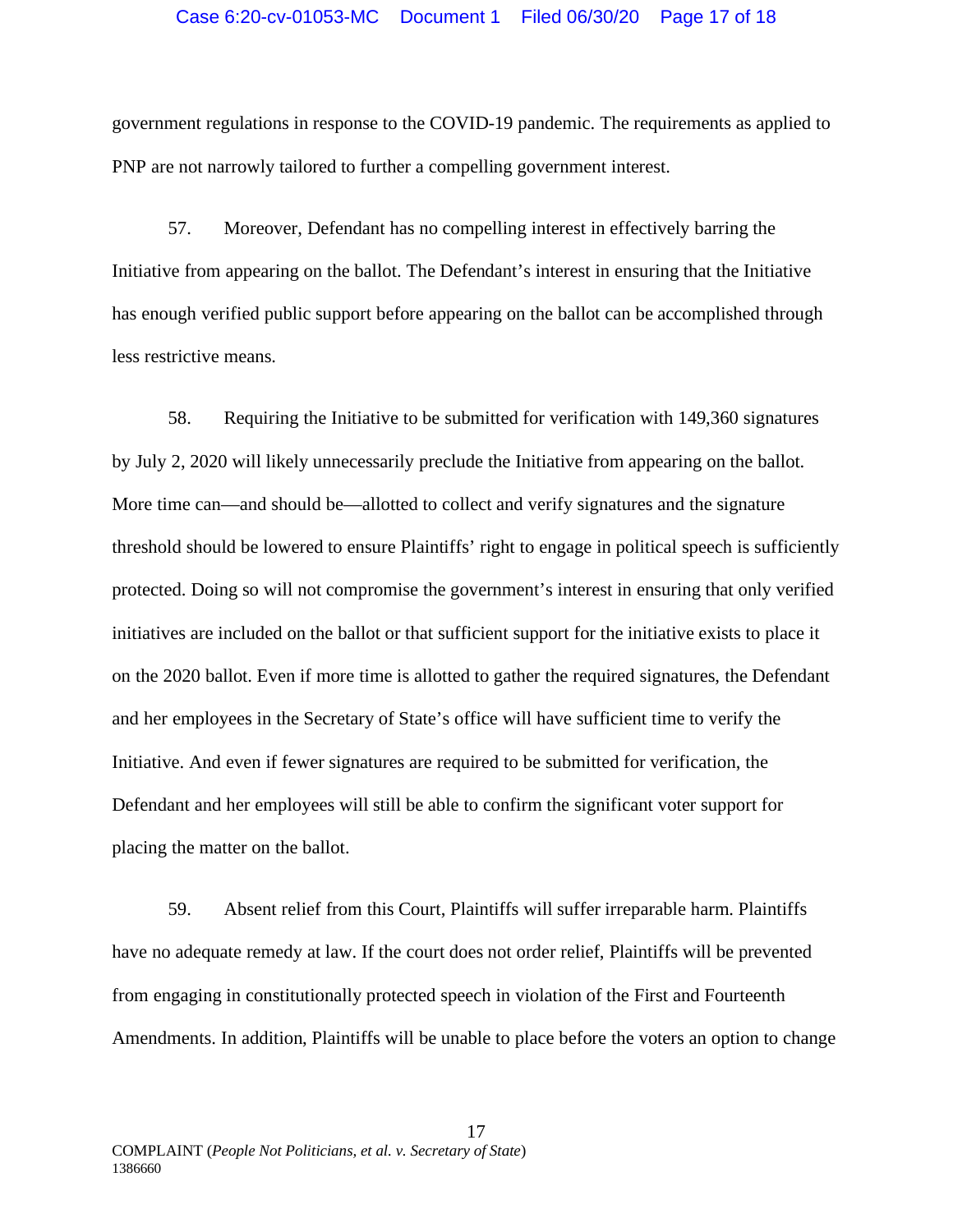government regulations in response to the COVID-19 pandemic. The requirements as applied to PNP are not narrowly tailored to further a compelling government interest.

57. Moreover, Defendant has no compelling interest in effectively barring the Initiative from appearing on the ballot. The Defendant's interest in ensuring that the Initiative has enough verified public support before appearing on the ballot can be accomplished through less restrictive means.

58. Requiring the Initiative to be submitted for verification with 149,360 signatures by July 2, 2020 will likely unnecessarily preclude the Initiative from appearing on the ballot. More time can—and should be—allotted to collect and verify signatures and the signature threshold should be lowered to ensure Plaintiffs' right to engage in political speech is sufficiently protected. Doing so will not compromise the government's interest in ensuring that only verified initiatives are included on the ballot or that sufficient support for the initiative exists to place it on the 2020 ballot. Even if more time is allotted to gather the required signatures, the Defendant and her employees in the Secretary of State's office will have sufficient time to verify the Initiative. And even if fewer signatures are required to be submitted for verification, the Defendant and her employees will still be able to confirm the significant voter support for placing the matter on the ballot.

59. Absent relief from this Court, Plaintiffs will suffer irreparable harm. Plaintiffs have no adequate remedy at law. If the court does not order relief, Plaintiffs will be prevented from engaging in constitutionally protected speech in violation of the First and Fourteenth Amendments. In addition, Plaintiffs will be unable to place before the voters an option to change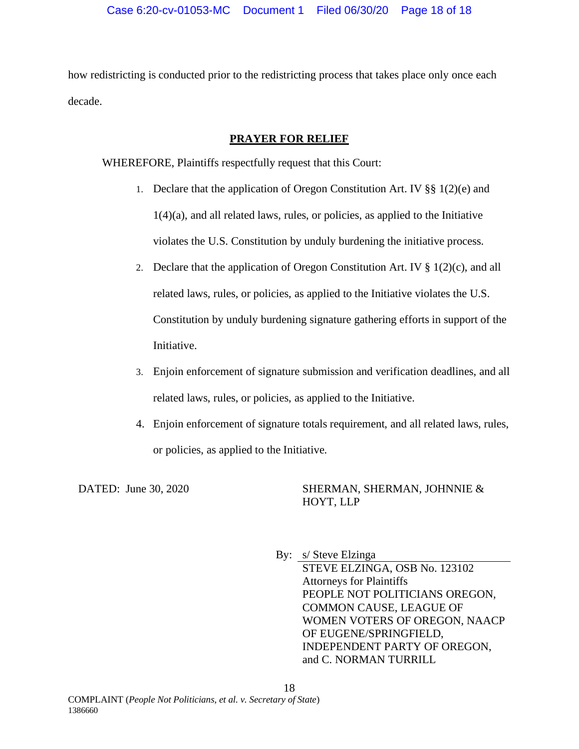how redistricting is conducted prior to the redistricting process that takes place only once each decade.

## PRAYER FOR RELIEF

WHEREFORE, Plaintiffs respectfully request that this Court:

1. Declare that the application of Oregon Constitution Art. IV §§ 1(2)(e) and 1(4)(a), and all related laws, rules, or policies, as applied to the Initiative violates the U.S. Constitution by unduly burdening the initiative process.
2. Declare that the application of Oregon Constitution Art. IV § 1(2)(c), and all related laws, rules, or policies, as applied to the Initiative violates the U.S. Constitution by unduly burdening signature gathering efforts in support of the Initiative.
3. Enjoin enforcement of signature submission and verification deadlines, and all related laws, rules, or policies, as applied to the Initiative.
4. Enjoin enforcement of signature totals requirement, and all related laws, rules, or policies, as applied to the Initiative.

DATED: June 30, 2020

SHERMAN, SHERMAN, JOHNNIE & HOYT, LLP

By: s/ Steve Elzinga
STEVE ELZINGA, OSB No. 123102
Attorneys for Plaintiffs
PEOPLE NOT POLITICIANS OREGON, COMMON CAUSE, LEAGUE OF WOMEN VOTERS OF OREGON, NAACP OF EUGENE/SPRINGFIELD, INDEPENDENT PARTY OF OREGON, and C. NORMAN TURRILL

COMPLAINT (*People Not Politicians, et al. v. Secretary of State*)
1386660